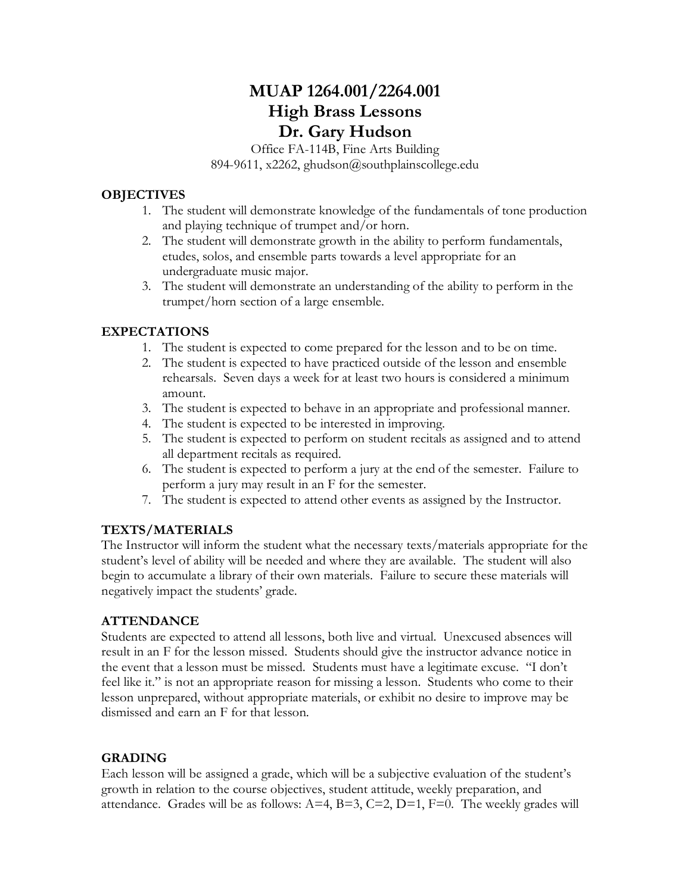# MUAP 1264.001/2264.001
# High Brass Lessons
# Dr. Gary Hudson

Office FA-114B, Fine Arts Building
894-9611, x2262, ghudson@southplainscollege.edu

## OBJECTIVES

1. The student will demonstrate knowledge of the fundamentals of tone production and playing technique of trumpet and/or horn.
2. The student will demonstrate growth in the ability to perform fundamentals, etudes, solos, and ensemble parts towards a level appropriate for an undergraduate music major.
3. The student will demonstrate an understanding of the ability to perform in the trumpet/horn section of a large ensemble.

## EXPECTATIONS

1. The student is expected to come prepared for the lesson and to be on time.
2. The student is expected to have practiced outside of the lesson and ensemble rehearsals. Seven days a week for at least two hours is considered a minimum amount.
3. The student is expected to behave in an appropriate and professional manner.
4. The student is expected to be interested in improving.
5. The student is expected to perform on student recitals as assigned and to attend all department recitals as required.
6. The student is expected to perform a jury at the end of the semester. Failure to perform a jury may result in an F for the semester.
7. The student is expected to attend other events as assigned by the Instructor.

## TEXTS/MATERIALS

The Instructor will inform the student what the necessary texts/materials appropriate for the student's level of ability will be needed and where they are available. The student will also begin to accumulate a library of their own materials. Failure to secure these materials will negatively impact the students' grade.

## ATTENDANCE

Students are expected to attend all lessons, both live and virtual. Unexcused absences will result in an F for the lesson missed. Students should give the instructor advance notice in the event that a lesson must be missed. Students must have a legitimate excuse. "I don't feel like it." is not an appropriate reason for missing a lesson. Students who come to their lesson unprepared, without appropriate materials, or exhibit no desire to improve may be dismissed and earn an F for that lesson.

## GRADING

Each lesson will be assigned a grade, which will be a subjective evaluation of the student's growth in relation to the course objectives, student attitude, weekly preparation, and attendance. Grades will be as follows: A=4, B=3, C=2, D=1, F=0. The weekly grades will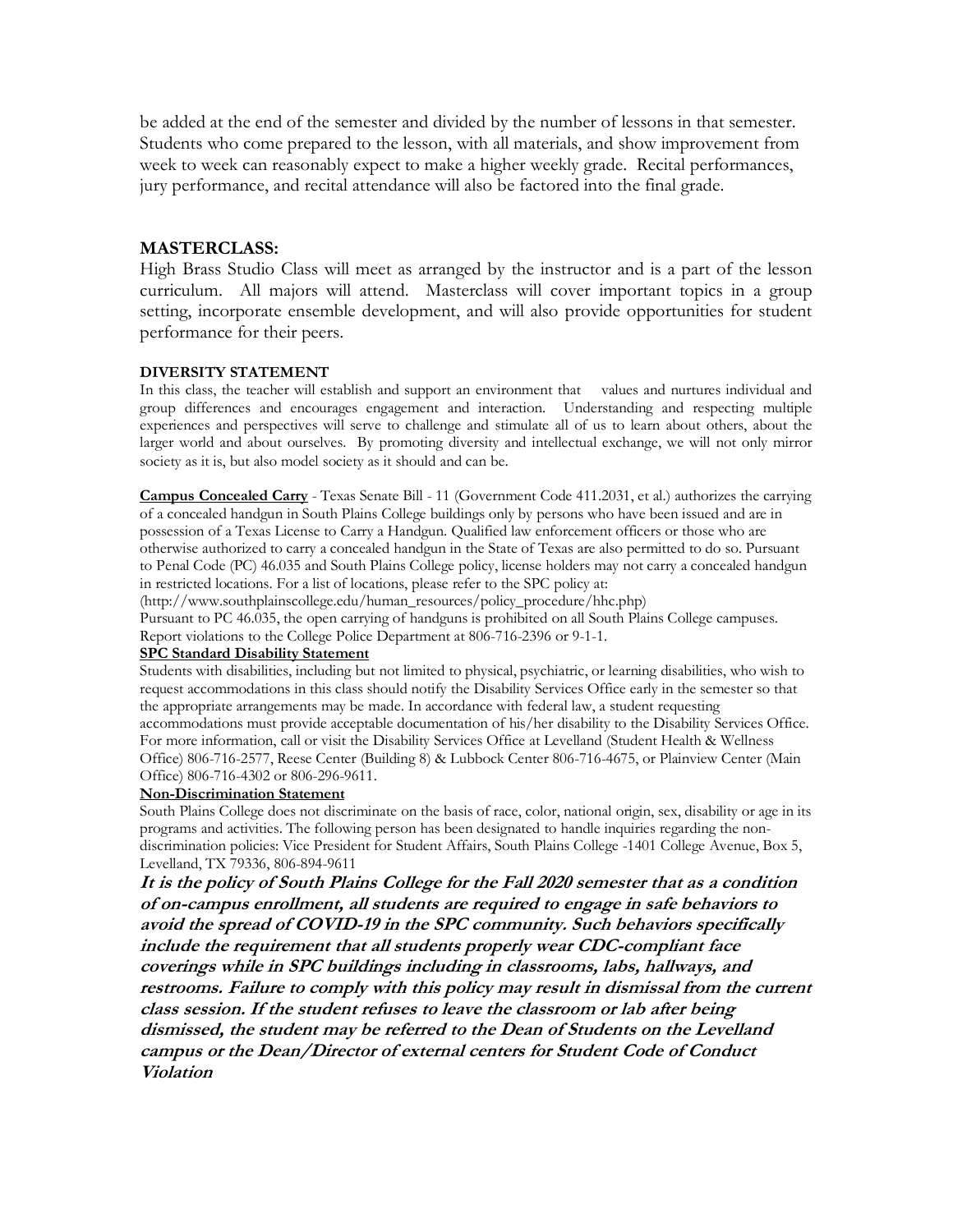be added at the end of the semester and divided by the number of lessons in that semester. Students who come prepared to the lesson, with all materials, and show improvement from week to week can reasonably expect to make a higher weekly grade. Recital performances, jury performance, and recital attendance will also be factored into the final grade.

## MASTERCLASS:

High Brass Studio Class will meet as arranged by the instructor and is a part of the lesson curriculum. All majors will attend. Masterclass will cover important topics in a group setting, incorporate ensemble development, and will also provide opportunities for student performance for their peers.

### DIVERSITY STATEMENT

In this class, the teacher will establish and support an environment that values and nurtures individual and group differences and encourages engagement and interaction. Understanding and respecting multiple experiences and perspectives will serve to challenge and stimulate all of us to learn about others, about the larger world and about ourselves. By promoting diversity and intellectual exchange, we will not only mirror society as it is, but also model society as it should and can be.

**Campus Concealed Carry** - Texas Senate Bill - 11 (Government Code 411.2031, et al.) authorizes the carrying of a concealed handgun in South Plains College buildings only by persons who have been issued and are in possession of a Texas License to Carry a Handgun. Qualified law enforcement officers or those who are otherwise authorized to carry a concealed handgun in the State of Texas are also permitted to do so. Pursuant to Penal Code (PC) 46.035 and South Plains College policy, license holders may not carry a concealed handgun in restricted locations. For a list of locations, please refer to the SPC policy at: (http://www.southplainscollege.edu/human_resources/policy_procedure/hhc.php)
Pursuant to PC 46.035, the open carrying of handguns is prohibited on all South Plains College campuses. Report violations to the College Police Department at 806-716-2396 or 9-1-1.

**SPC Standard Disability Statement**

Students with disabilities, including but not limited to physical, psychiatric, or learning disabilities, who wish to request accommodations in this class should notify the Disability Services Office early in the semester so that the appropriate arrangements may be made. In accordance with federal law, a student requesting accommodations must provide acceptable documentation of his/her disability to the Disability Services Office. For more information, call or visit the Disability Services Office at Levelland (Student Health & Wellness Office) 806-716-2577, Reese Center (Building 8) & Lubbock Center 806-716-4675, or Plainview Center (Main Office) 806-716-4302 or 806-296-9611.

**Non-Discrimination Statement**

South Plains College does not discriminate on the basis of race, color, national origin, sex, disability or age in its programs and activities. The following person has been designated to handle inquiries regarding the non-discrimination policies: Vice President for Student Affairs, South Plains College -1401 College Avenue, Box 5, Levelland, TX 79336, 806-894-9611

***It is the policy of South Plains College for the Fall 2020 semester that as a condition of on-campus enrollment, all students are required to engage in safe behaviors to avoid the spread of COVID-19 in the SPC community. Such behaviors specifically include the requirement that all students properly wear CDC-compliant face coverings while in SPC buildings including in classrooms, labs, hallways, and restrooms. Failure to comply with this policy may result in dismissal from the current class session. If the student refuses to leave the classroom or lab after being dismissed, the student may be referred to the Dean of Students on the Levelland campus or the Dean/Director of external centers for Student Code of Conduct Violation***